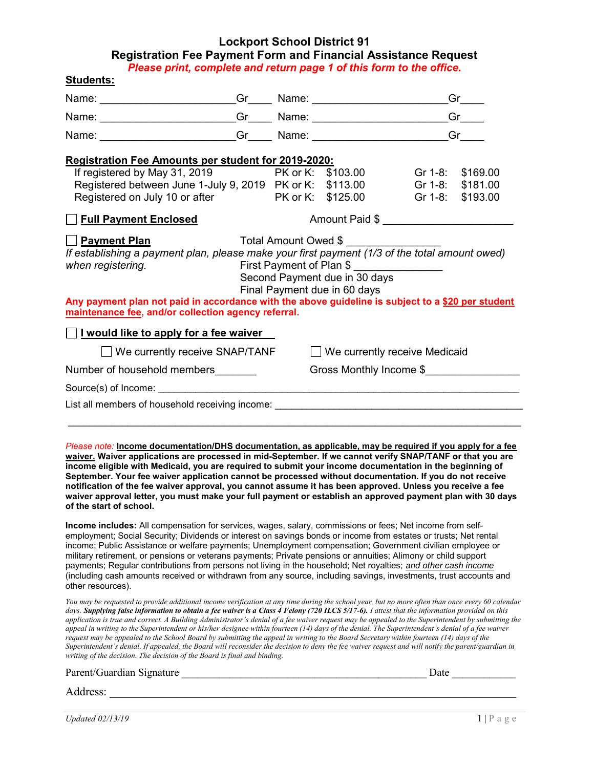# Lockport School District 91

## Registration Fee Payment Form and Financial Assistance Request

***Please print, complete and return page 1 of this form to the office.***

**Students:**

Name: ______________________Gr____ Name: ______________________Gr____

Name: ______________________Gr____ Name: ______________________Gr____

Name: ______________________Gr____ Name: ______________________Gr____

**Registration Fee Amounts per student for 2019-2020:**

| | | | | |
|---|---|---|---|---|
| If registered by May 31, 2019 | PK or K: | \$103.00 | Gr 1-8: | \$169.00 |
| Registered between June 1-July 9, 2019 | PK or K: | \$113.00 | Gr 1-8: | \$181.00 |
| Registered on July 10 or after | PK or K: | \$125.00 | Gr 1-8: | \$193.00 |

☐ **Full Payment Enclosed** Amount Paid $ ____________________

☐ **Payment Plan** Total Amount Owed $ ______________

*If establishing a payment plan, please make your first payment (1/3 of the total amount owed) when registering.*

First Payment of Plan $ ______________

Second Payment due in 30 days

Final Payment due in 60 days

**Any payment plan not paid in accordance with the above guideline is subject to a \$20 per student maintenance fee, and/or collection agency referral.**

☐ **I would like to apply for a fee waiver**

☐ We currently receive SNAP/TANF ☐ We currently receive Medicaid

Number of household members_______ Gross Monthly Income $_______________

Source(s) of Income: ____________________________________________________________

List all members of household receiving income: __________________________________________

________________________________________________________________________________

*Please note:* **Income documentation/DHS documentation, as applicable, may be required if you apply for a fee waiver. Waiver applications are processed in mid-September. If we cannot verify SNAP/TANF or that you are income eligible with Medicaid, you are required to submit your income documentation in the beginning of September. Your fee waiver application cannot be processed without documentation. If you do not receive notification of the fee waiver approval, you cannot assume it has been approved. Unless you receive a fee waiver approval letter, you must make your full payment or establish an approved payment plan with 30 days of the start of school.**

**Income includes:** All compensation for services, wages, salary, commissions or fees; Net income from self-employment; Social Security; Dividends or interest on savings bonds or income from estates or trusts; Net rental income; Public Assistance or welfare payments; Unemployment compensation; Government civilian employee or military retirement, or pensions or veterans payments; Private pensions or annuities; Alimony or child support payments; Regular contributions from persons not living in the household; Net royalties; *and other cash income* (including cash amounts received or withdrawn from any source, including savings, investments, trust accounts and other resources).

*You may be requested to provide additional income verification at any time during the school year, but no more often than once every 60 calendar days.* ***Supplying false information to obtain a fee waiver is a Class 4 Felony (720 ILCS 5/17-6).*** *I attest that the information provided on this application is true and correct. A Building Administrator's denial of a fee waiver request may be appealed to the Superintendent by submitting the appeal in writing to the Superintendent or his/her designee within fourteen (14) days of the denial. The Superintendent's denial of a fee waiver request may be appealed to the School Board by submitting the appeal in writing to the Board Secretary within fourteen (14) days of the Superintendent's denial. If appealed, the Board will reconsider the decision to deny the fee waiver request and will notify the parent/guardian in writing of the decision. The decision of the Board is final and binding.*

Parent/Guardian Signature ____________________________________________ Date ___________

Address: ________________________________________________________________________

*Updated 02/13/19*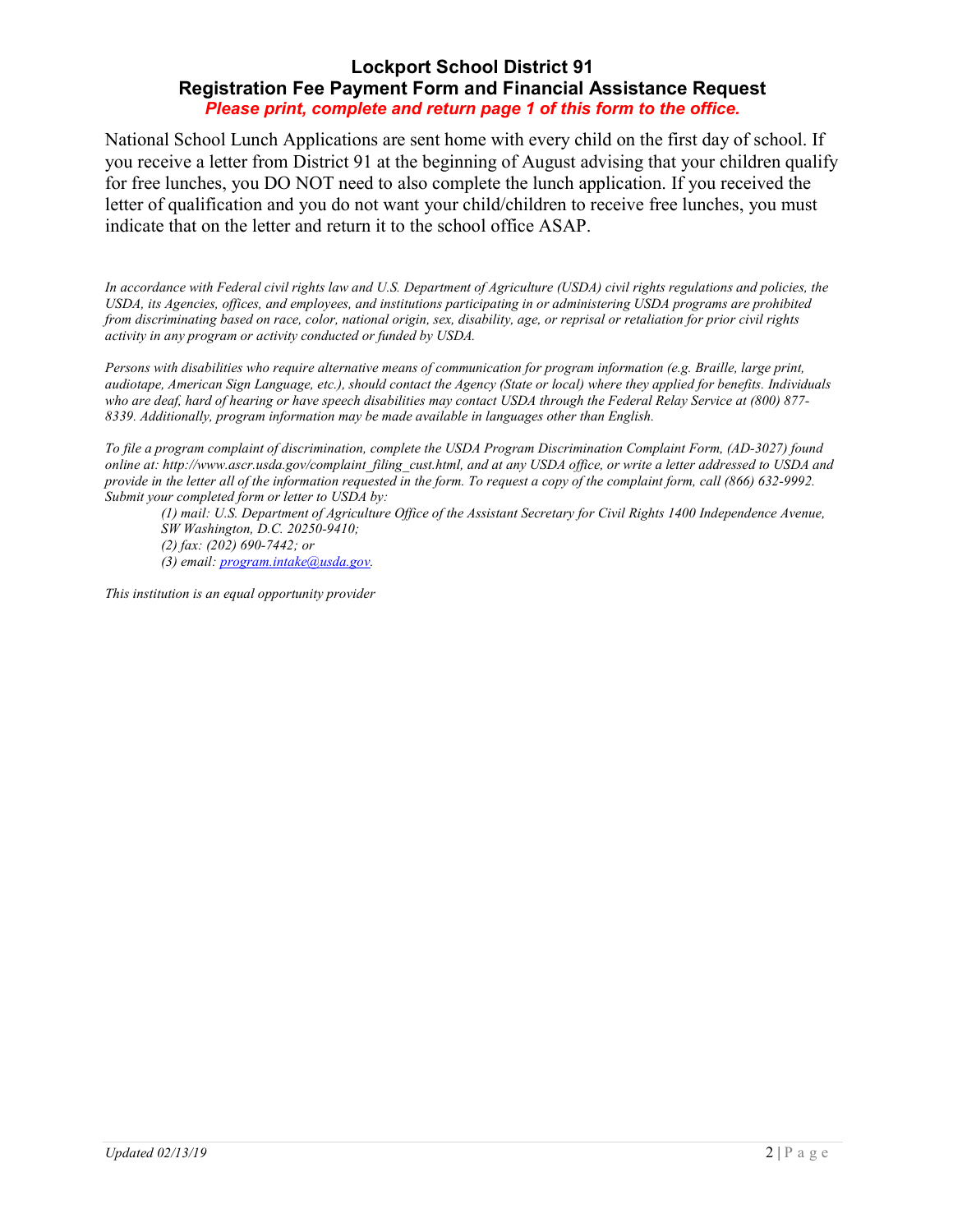# Lockport School District 91
## Registration Fee Payment Form and Financial Assistance Request

***Please print, complete and return page 1 of this form to the office.***

National School Lunch Applications are sent home with every child on the first day of school. If you receive a letter from District 91 at the beginning of August advising that your children qualify for free lunches, you DO NOT need to also complete the lunch application. If you received the letter of qualification and you do not want your child/children to receive free lunches, you must indicate that on the letter and return it to the school office ASAP.

*In accordance with Federal civil rights law and U.S. Department of Agriculture (USDA) civil rights regulations and policies, the USDA, its Agencies, offices, and employees, and institutions participating in or administering USDA programs are prohibited from discriminating based on race, color, national origin, sex, disability, age, or reprisal or retaliation for prior civil rights activity in any program or activity conducted or funded by USDA.*

*Persons with disabilities who require alternative means of communication for program information (e.g. Braille, large print, audiotape, American Sign Language, etc.), should contact the Agency (State or local) where they applied for benefits. Individuals who are deaf, hard of hearing or have speech disabilities may contact USDA through the Federal Relay Service at (800) 877-8339. Additionally, program information may be made available in languages other than English.*

*To file a program complaint of discrimination, complete the USDA Program Discrimination Complaint Form, (AD-3027) found online at: http://www.ascr.usda.gov/complaint_filing_cust.html, and at any USDA office, or write a letter addressed to USDA and provide in the letter all of the information requested in the form. To request a copy of the complaint form, call (866) 632-9992. Submit your completed form or letter to USDA by:*

*(1) mail: U.S. Department of Agriculture Office of the Assistant Secretary for Civil Rights 1400 Independence Avenue, SW Washington, D.C. 20250-9410;*
*(2) fax: (202) 690-7442; or*
*(3) email: program.intake@usda.gov.*

*This institution is an equal opportunity provider*

*Updated 02/13/19*